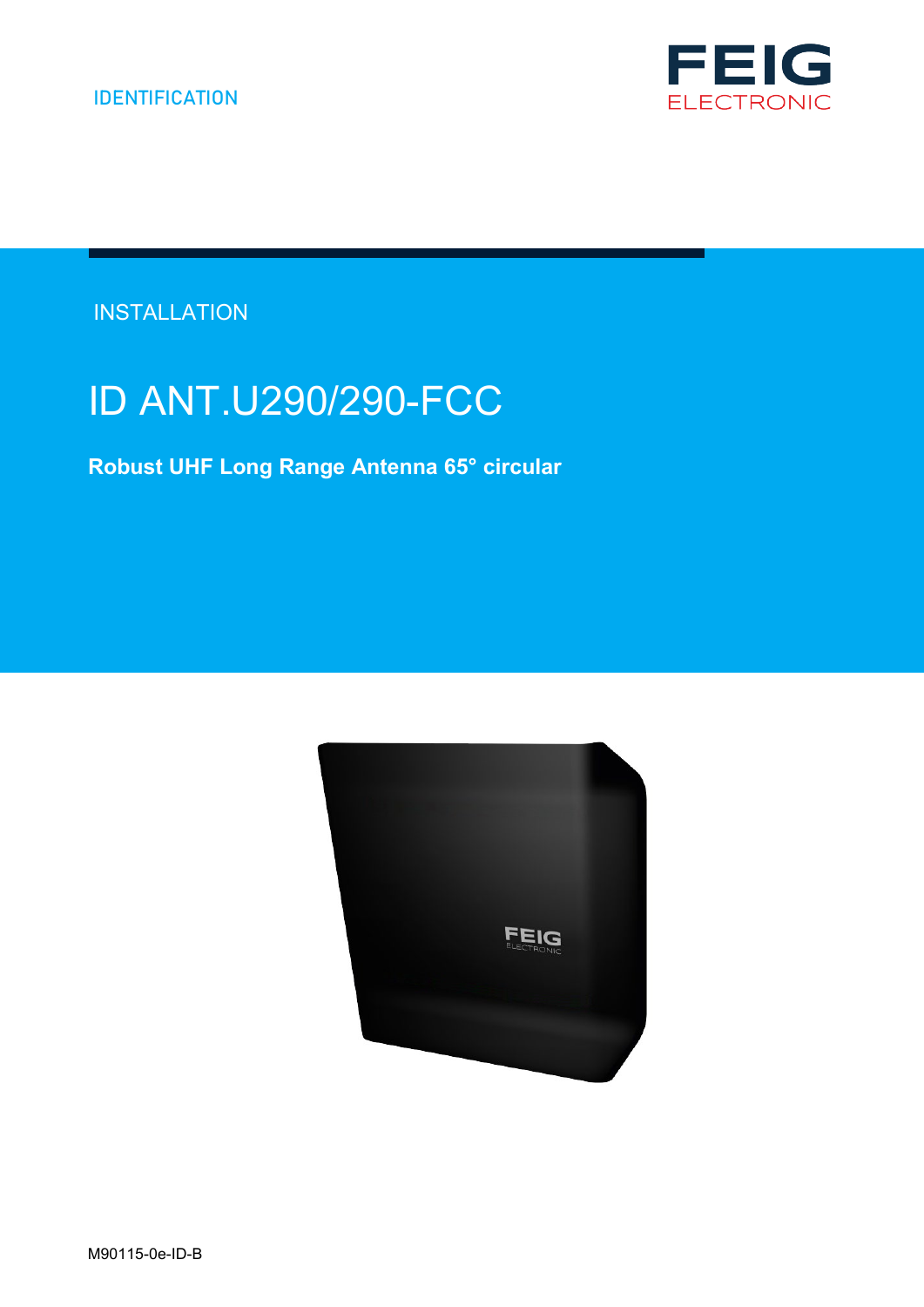IDENTIFICATION

FEIG ELECTRONIC

INSTALLATION

# ID ANT.U290/290-FCC

**Robust UHF Long Range Antenna 65° circular**

M90115-0e-ID-B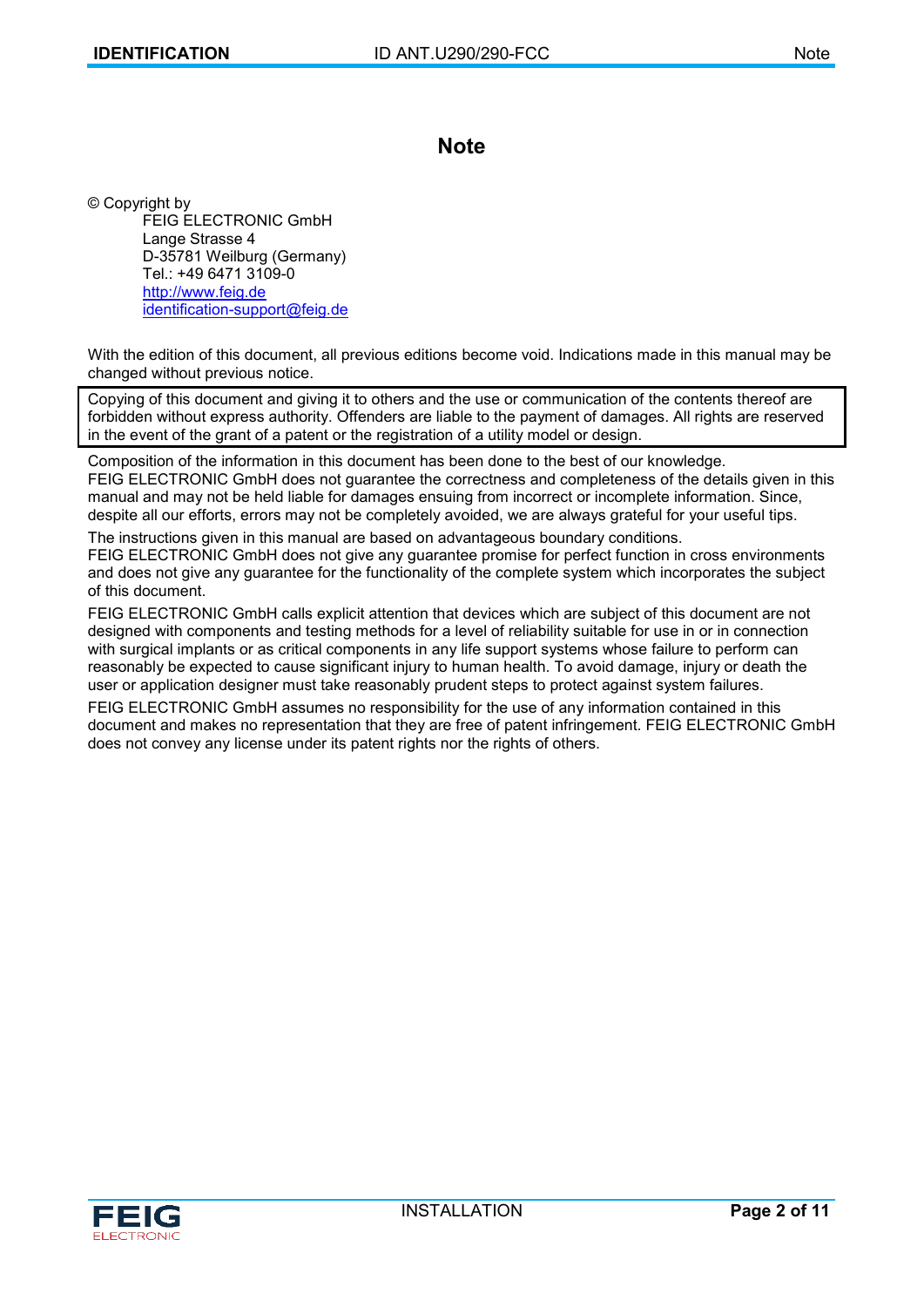# Note

© Copyright by

FEIG ELECTRONIC GmbH
Lange Strasse 4
D-35781 Weilburg (Germany)
Tel.: +49 6471 3109-0
http://www.feig.de
identification-support@feig.de

With the edition of this document, all previous editions become void. Indications made in this manual may be changed without previous notice.

Copying of this document and giving it to others and the use or communication of the contents thereof are forbidden without express authority. Offenders are liable to the payment of damages. All rights are reserved in the event of the grant of a patent or the registration of a utility model or design.

Composition of the information in this document has been done to the best of our knowledge.
FEIG ELECTRONIC GmbH does not guarantee the correctness and completeness of the details given in this manual and may not be held liable for damages ensuing from incorrect or incomplete information. Since, despite all our efforts, errors may not be completely avoided, we are always grateful for your useful tips.

The instructions given in this manual are based on advantageous boundary conditions.
FEIG ELECTRONIC GmbH does not give any guarantee promise for perfect function in cross environments and does not give any guarantee for the functionality of the complete system which incorporates the subject of this document.

FEIG ELECTRONIC GmbH calls explicit attention that devices which are subject of this document are not designed with components and testing methods for a level of reliability suitable for use in or in connection with surgical implants or as critical components in any life support systems whose failure to perform can reasonably be expected to cause significant injury to human health. To avoid damage, injury or death the user or application designer must take reasonably prudent steps to protect against system failures.

FEIG ELECTRONIC GmbH assumes no responsibility for the use of any information contained in this document and makes no representation that they are free of patent infringement. FEIG ELECTRONIC GmbH does not convey any license under its patent rights nor the rights of others.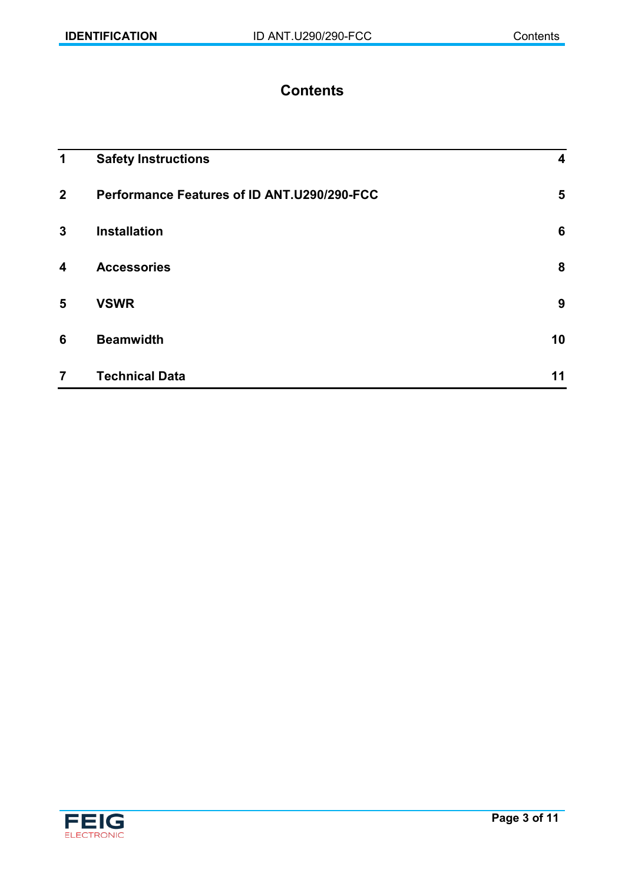# Contents

| | | |
|---|---|---|
| **1** | **Safety Instructions** | **4** |
| **2** | **Performance Features of ID ANT.U290/290-FCC** | **5** |
| **3** | **Installation** | **6** |
| **4** | **Accessories** | **8** |
| **5** | **VSWR** | **9** |
| **6** | **Beamwidth** | **10** |
| **7** | **Technical Data** | **11** |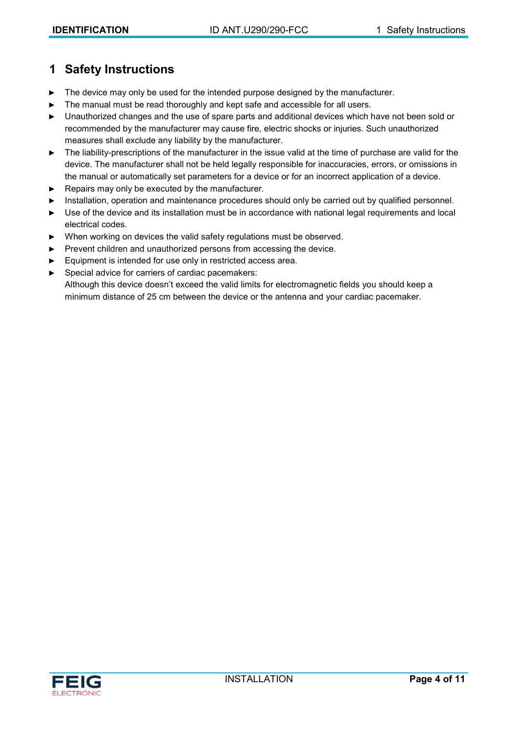# 1 Safety Instructions

- The device may only be used for the intended purpose designed by the manufacturer.
- The manual must be read thoroughly and kept safe and accessible for all users.
- Unauthorized changes and the use of spare parts and additional devices which have not been sold or recommended by the manufacturer may cause fire, electric shocks or injuries. Such unauthorized measures shall exclude any liability by the manufacturer.
- The liability-prescriptions of the manufacturer in the issue valid at the time of purchase are valid for the device. The manufacturer shall not be held legally responsible for inaccuracies, errors, or omissions in the manual or automatically set parameters for a device or for an incorrect application of a device.
- Repairs may only be executed by the manufacturer.
- Installation, operation and maintenance procedures should only be carried out by qualified personnel.
- Use of the device and its installation must be in accordance with national legal requirements and local electrical codes.
- When working on devices the valid safety regulations must be observed.
- Prevent children and unauthorized persons from accessing the device.
- Equipment is intended for use only in restricted access area.
- Special advice for carriers of cardiac pacemakers:
  Although this device doesn't exceed the valid limits for electromagnetic fields you should keep a minimum distance of 25 cm between the device or the antenna and your cardiac pacemaker.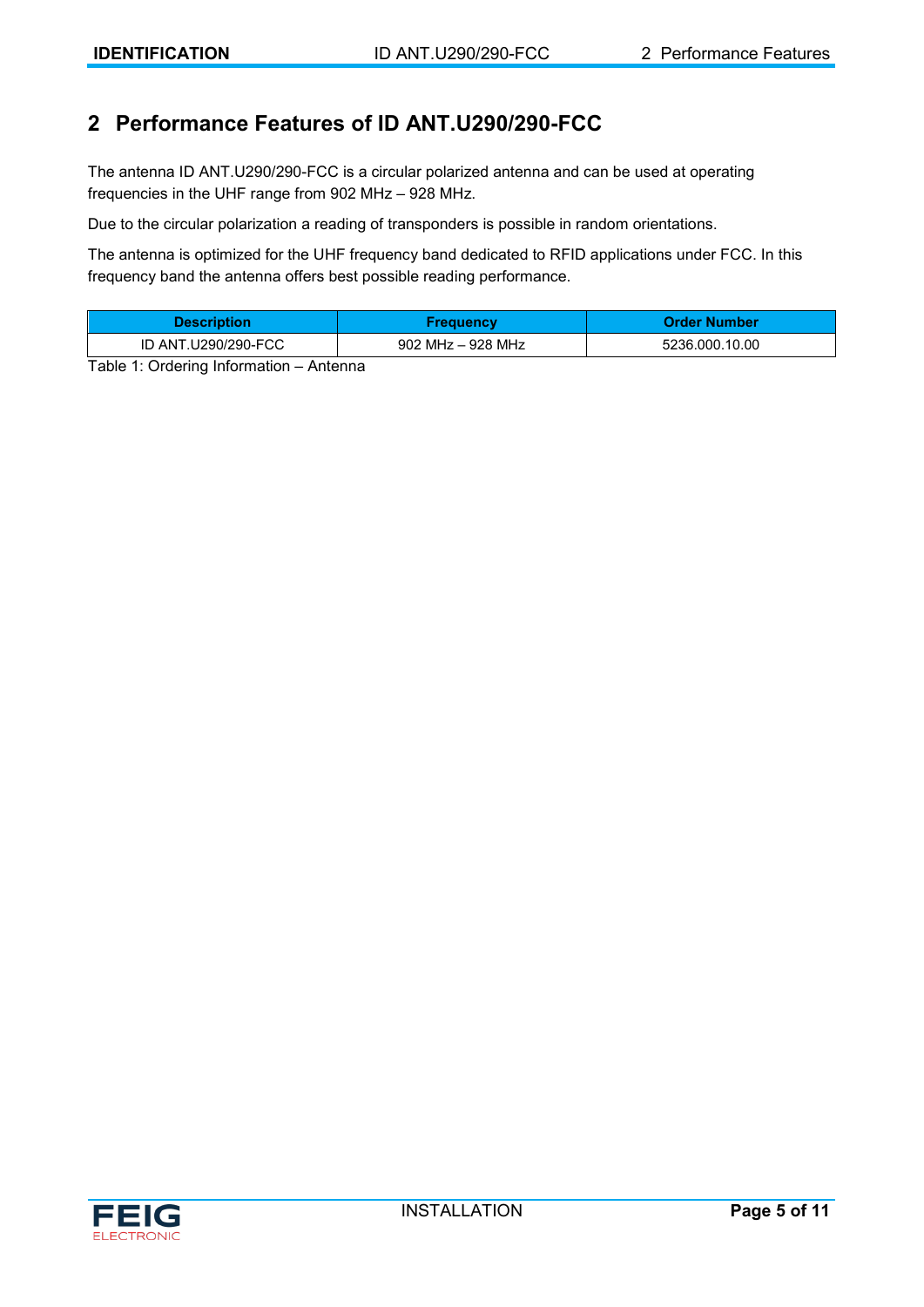## 2 Performance Features of ID ANT.U290/290-FCC

The antenna ID ANT.U290/290-FCC is a circular polarized antenna and can be used at operating frequencies in the UHF range from 902 MHz – 928 MHz.

Due to the circular polarization a reading of transponders is possible in random orientations.

The antenna is optimized for the UHF frequency band dedicated to RFID applications under FCC. In this frequency band the antenna offers best possible reading performance.

| Description | Frequency | Order Number |
|---|---|---|
| ID ANT.U290/290-FCC | 902 MHz – 928 MHz | 5236.000.10.00 |

Table 1: Ordering Information – Antenna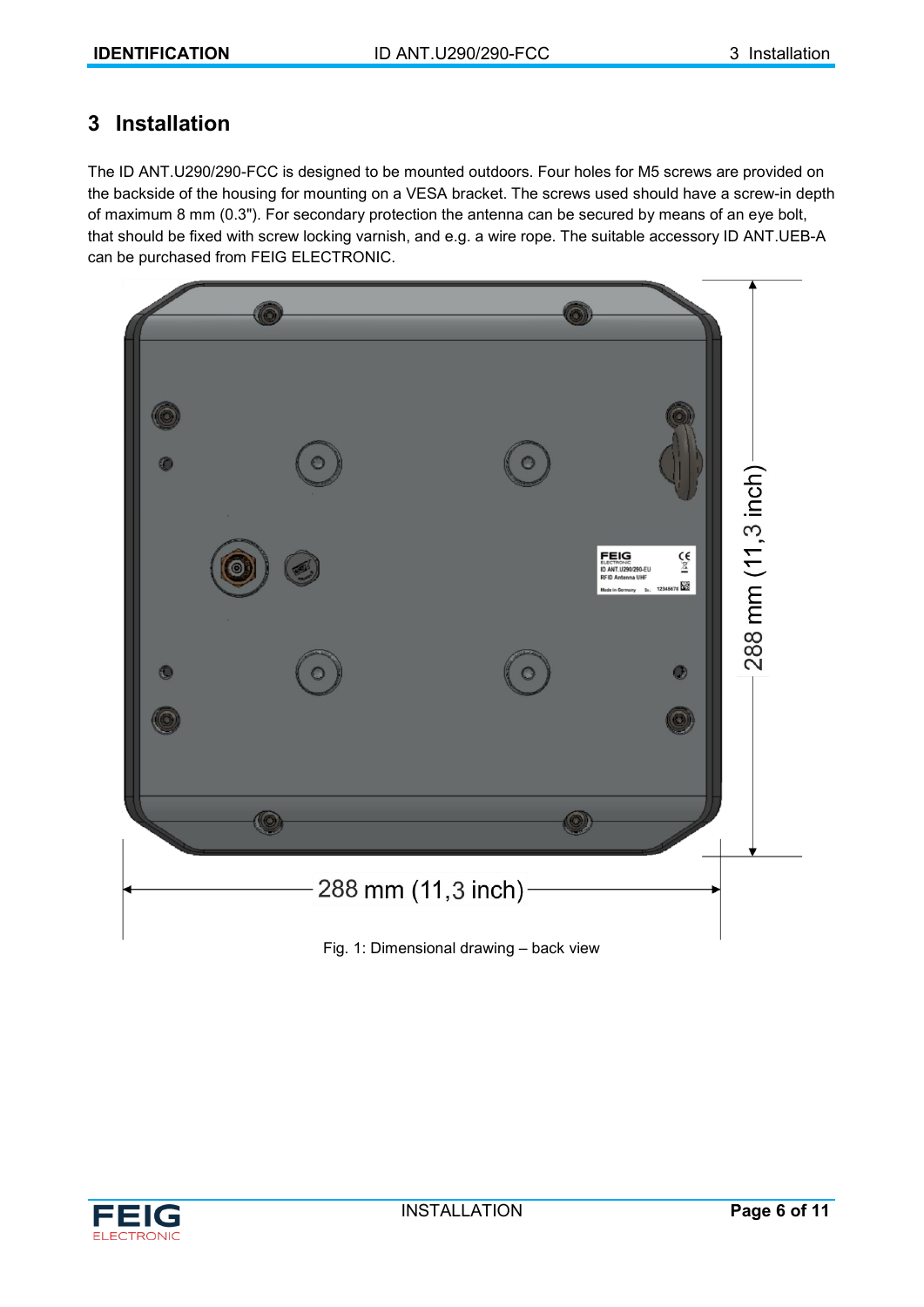# 3 Installation

The ID ANT.U290/290-FCC is designed to be mounted outdoors. Four holes for M5 screws are provided on the backside of the housing for mounting on a VESA bracket. The screws used should have a screw-in depth of maximum 8 mm (0.3"). For secondary protection the antenna can be secured by means of an eye bolt, that should be fixed with screw locking varnish, and e.g. a wire rope. The suitable accessory ID ANT.UEB-A can be purchased from FEIG ELECTRONIC.

288 mm (11,3 inch)

288 mm (11,3 inch)

Fig. 1: Dimensional drawing – back view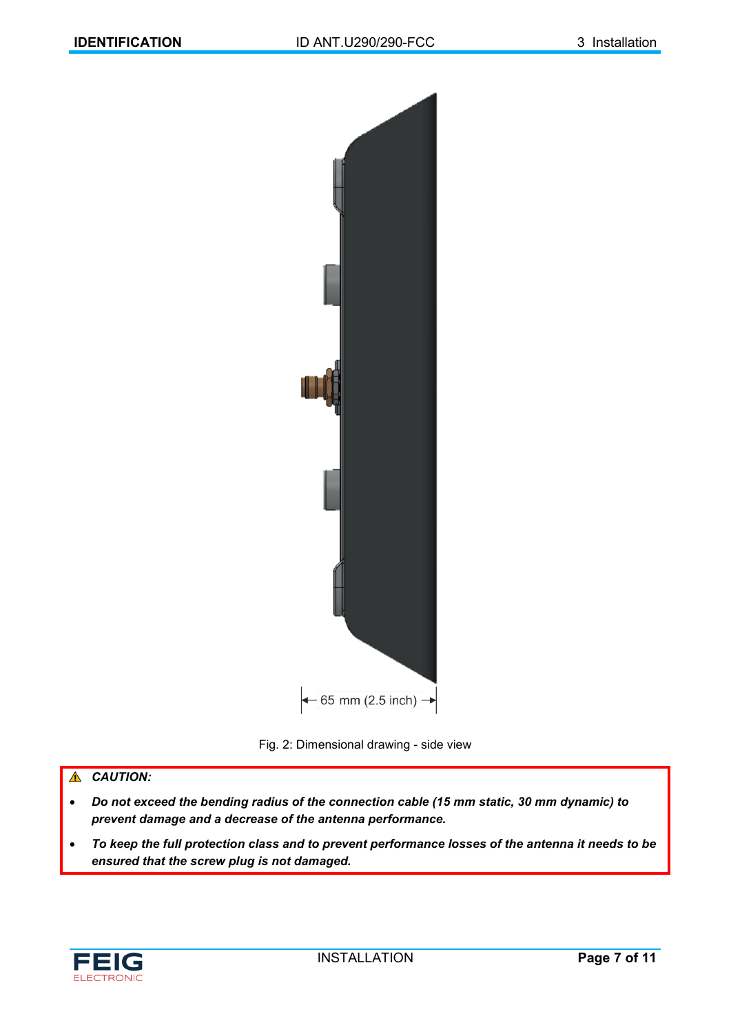65 mm (2.5 inch)

Fig. 2: Dimensional drawing - side view

⚠ ***CAUTION:***

- ***Do not exceed the bending radius of the connection cable (15 mm static, 30 mm dynamic) to prevent damage and a decrease of the antenna performance.***
- ***To keep the full protection class and to prevent performance losses of the antenna it needs to be ensured that the screw plug is not damaged.***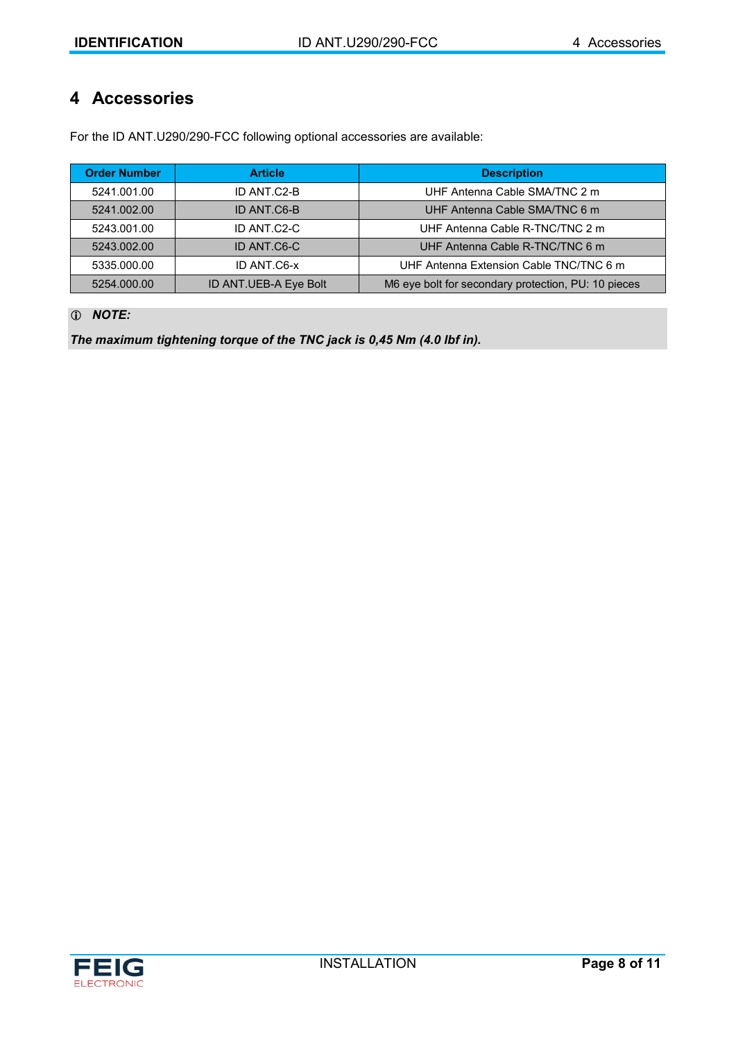# 4 Accessories

For the ID ANT.U290/290-FCC following optional accessories are available:

| Order Number | Article | Description |
|---|---|---|
| 5241.001.00 | ID ANT.C2-B | UHF Antenna Cable SMA/TNC 2 m |
| 5241.002.00 | ID ANT.C6-B | UHF Antenna Cable SMA/TNC 6 m |
| 5243.001.00 | ID ANT.C2-C | UHF Antenna Cable R-TNC/TNC 2 m |
| 5243.002.00 | ID ANT.C6-C | UHF Antenna Cable R-TNC/TNC 6 m |
| 5335.000.00 | ID ANT.C6-x | UHF Antenna Extension Cable TNC/TNC 6 m |
| 5254.000.00 | ID ANT.UEB-A Eye Bolt | M6 eye bolt for secondary protection, PU: 10 pieces |

ⓘ ***NOTE:***

***The maximum tightening torque of the TNC jack is 0,45 Nm (4.0 lbf in).***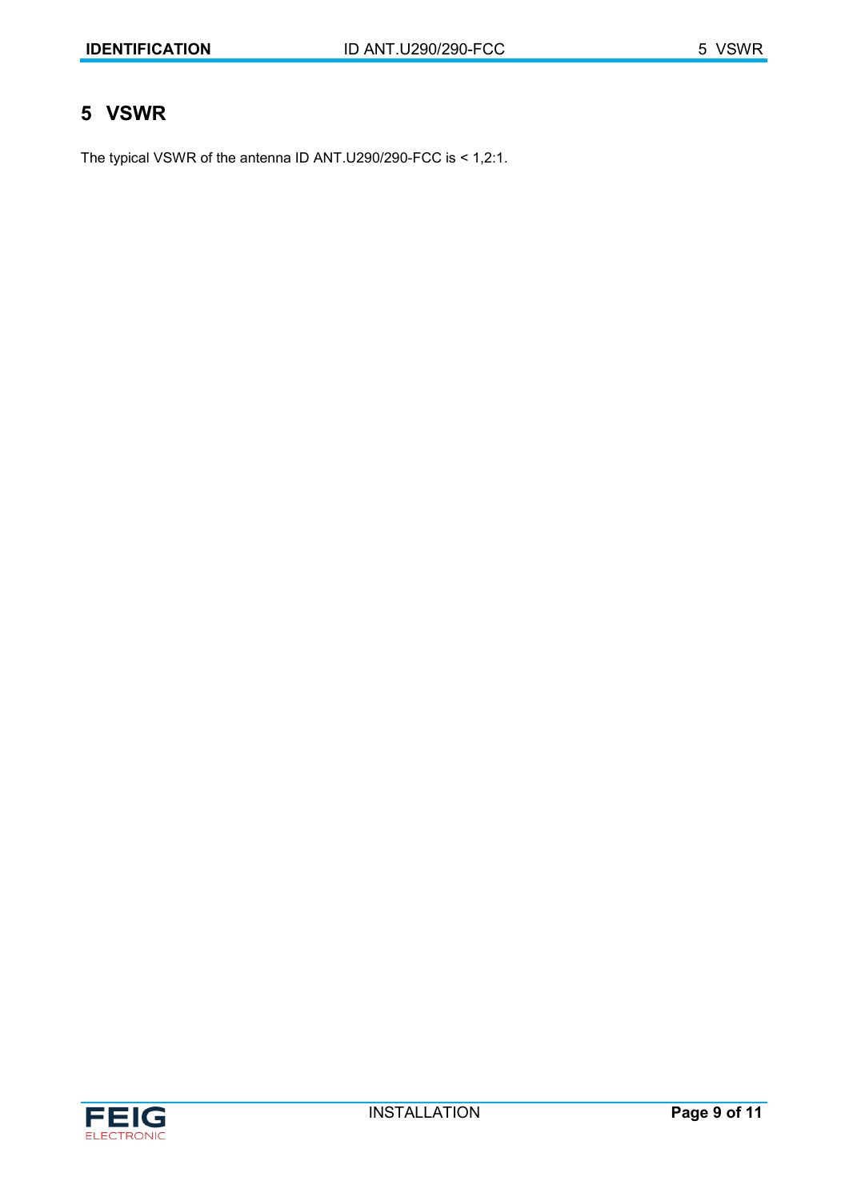# 5 VSWR

The typical VSWR of the antenna ID ANT.U290/290-FCC is < 1,2:1.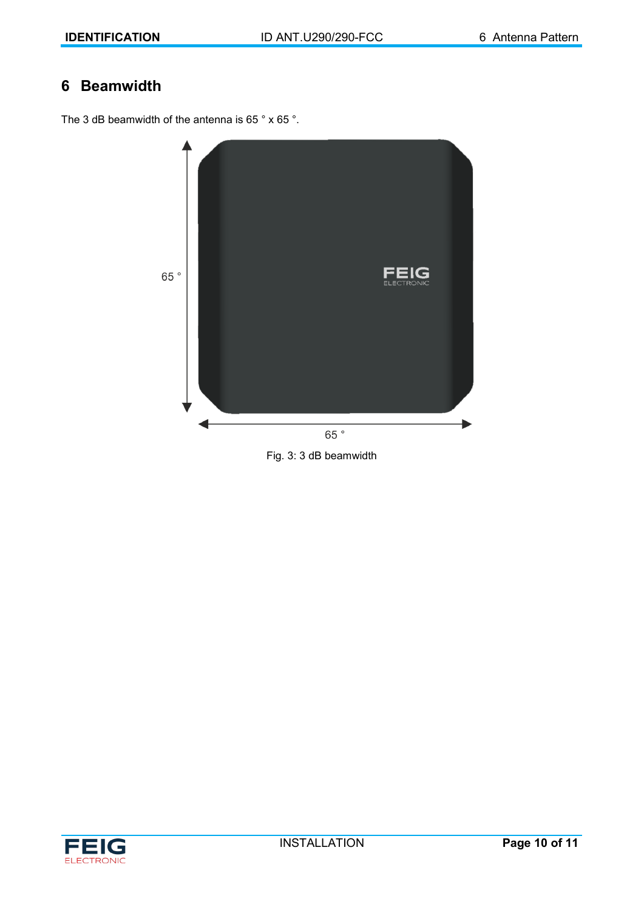# 6 Beamwidth

The 3 dB beamwidth of the antenna is 65 ° x 65 °.

65 °

65 °

Fig. 3: 3 dB beamwidth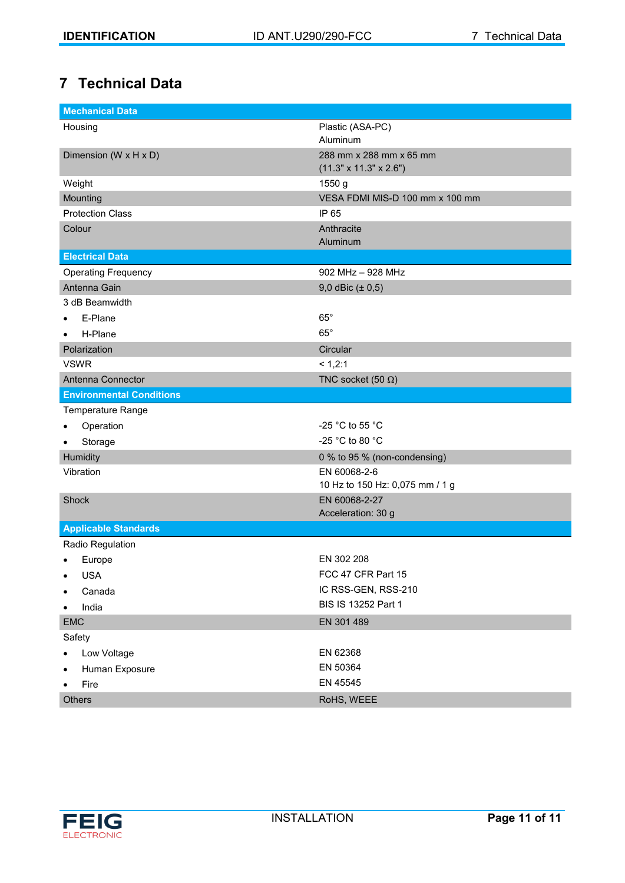# 7 Technical Data

| | |
|---|---|
| **Mechanical Data** | |
| Housing | Plastic (ASA-PC)<br>Aluminum |
| Dimension (W x H x D) | 288 mm x 288 mm x 65 mm<br>(11.3" x 11.3" x 2.6") |
| Weight | 1550 g |
| Mounting | VESA FDMI MIS-D 100 mm x 100 mm |
| Protection Class | IP 65 |
| Colour | Anthracite<br>Aluminum |
| **Electrical Data** | |
| Operating Frequency | 902 MHz – 928 MHz |
| Antenna Gain | 9,0 dBic (± 0,5) |
| 3 dB Beamwidth | |
| • E-Plane | 65° |
| • H-Plane | 65° |
| Polarization | Circular |
| VSWR | < 1,2:1 |
| Antenna Connector | TNC socket (50 Ω) |
| **Environmental Conditions** | |
| Temperature Range | |
| • Operation | -25 °C to 55 °C |
| • Storage | -25 °C to 80 °C |
| Humidity | 0 % to 95 % (non-condensing) |
| Vibration | EN 60068-2-6<br>10 Hz to 150 Hz: 0,075 mm / 1 g |
| Shock | EN 60068-2-27<br>Acceleration: 30 g |
| **Applicable Standards** | |
| Radio Regulation | |
| • Europe | EN 302 208 |
| • USA | FCC 47 CFR Part 15 |
| • Canada | IC RSS-GEN, RSS-210 |
| • India | BIS IS 13252 Part 1 |
| EMC | EN 301 489 |
| Safety | |
| • Low Voltage | EN 62368 |
| • Human Exposure | EN 50364 |
| • Fire | EN 45545 |
| Others | RoHS, WEEE |